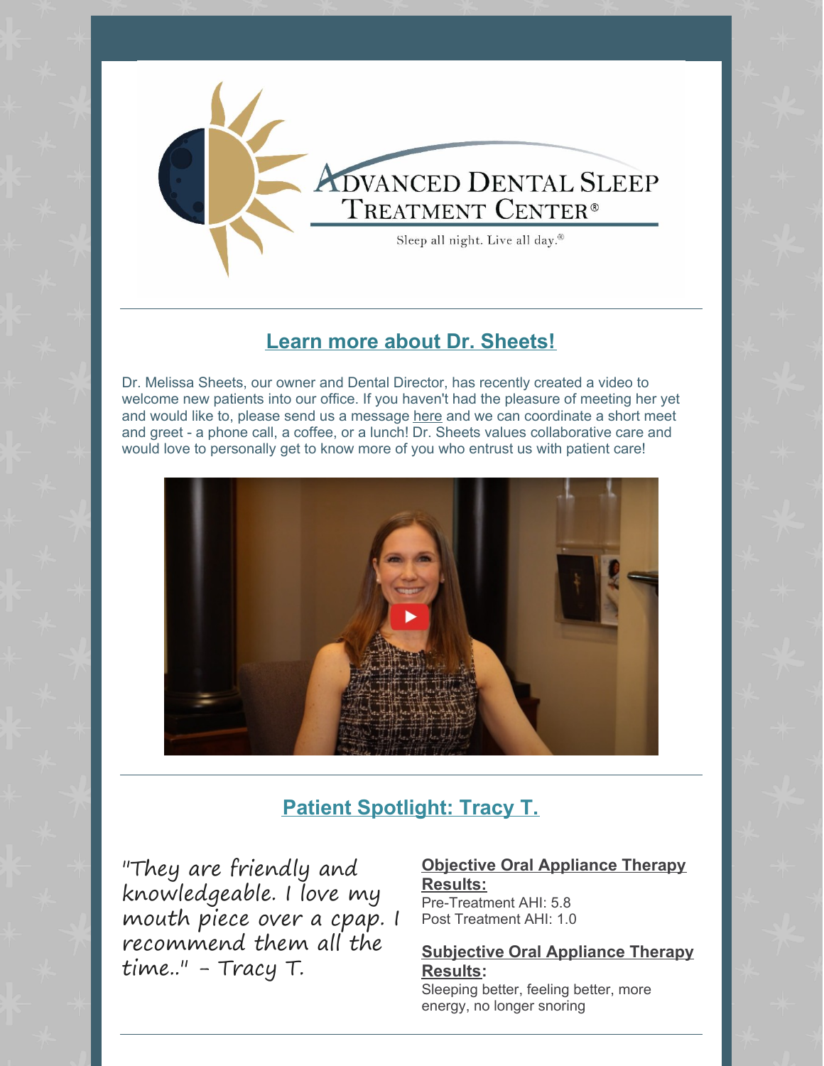# Advanced Dental Sleep Treatment Center®

Sleep all night. Live all day.®

## Learn more about Dr. Sheets!

Dr. Melissa Sheets, our owner and Dental Director, has recently created a video to welcome new patients into our office. If you haven't had the pleasure of meeting her yet and would like to, please send us a message here and we can coordinate a short meet and greet - a phone call, a coffee, or a lunch! Dr. Sheets values collaborative care and would love to personally get to know more of you who entrust us with patient care!

## Patient Spotlight: Tracy T.

*"They are friendly and knowledgeable. I love my mouth piece over a cpap. I recommend them all the time.." - Tracy T.*

**Objective Oral Appliance Therapy Results:**

Pre-Treatment AHI: 5.8
Post Treatment AHI: 1.0

**Subjective Oral Appliance Therapy Results:**

Sleeping better, feeling better, more energy, no longer snoring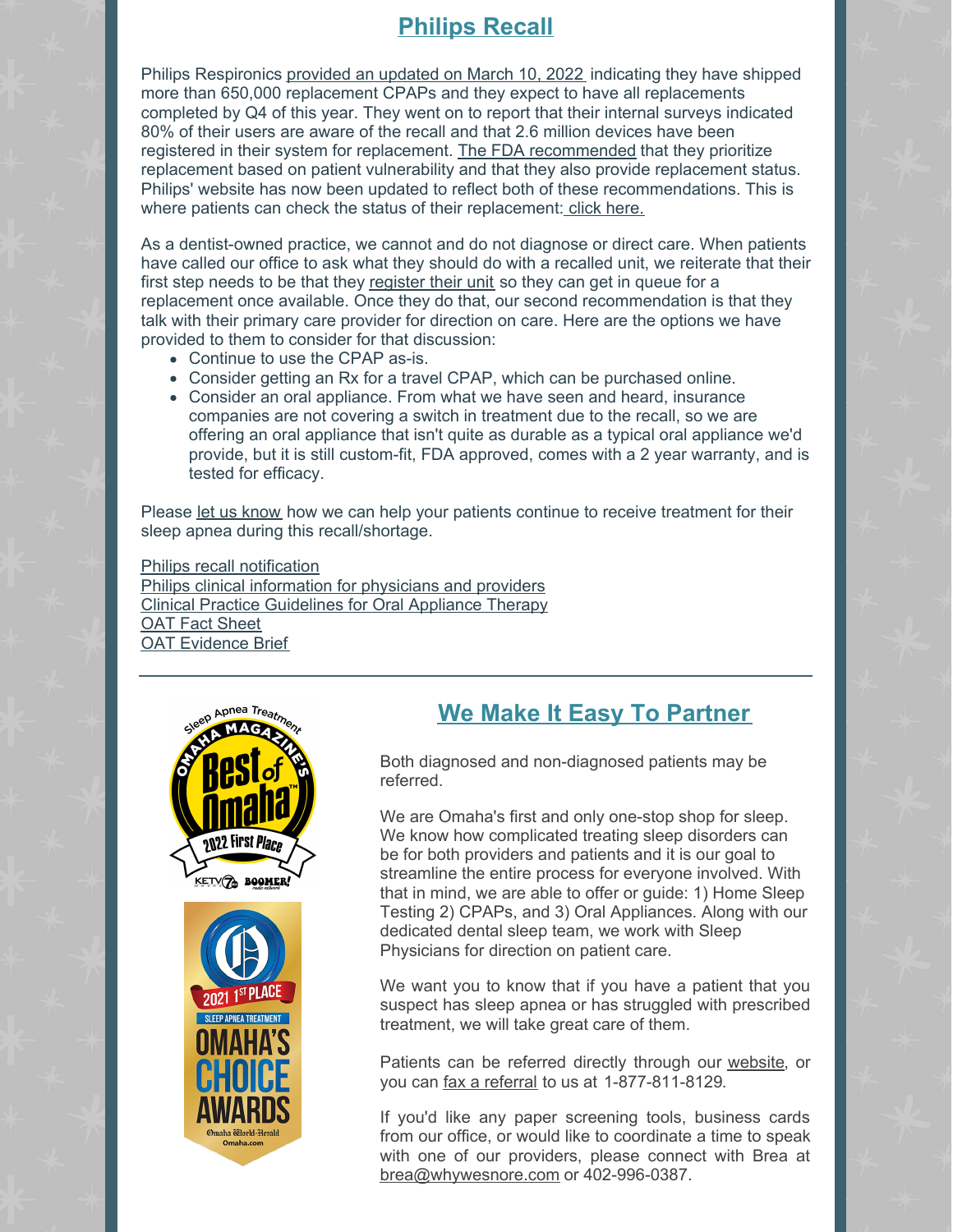## Philips Recall

Philips Respironics provided an updated on March 10, 2022 indicating they have shipped more than 650,000 replacement CPAPs and they expect to have all replacements completed by Q4 of this year. They went on to report that their internal surveys indicated 80% of their users are aware of the recall and that 2.6 million devices have been registered in their system for replacement. The FDA recommended that they prioritize replacement based on patient vulnerability and that they also provide replacement status. Philips' website has now been updated to reflect both of these recommendations. This is where patients can check the status of their replacement: click here.

As a dentist-owned practice, we cannot and do not diagnose or direct care. When patients have called our office to ask what they should do with a recalled unit, we reiterate that their first step needs to be that they register their unit so they can get in queue for a replacement once available. Once they do that, our second recommendation is that they talk with their primary care provider for direction on care. Here are the options we have provided to them to consider for that discussion:

- Continue to use the CPAP as-is.
- Consider getting an Rx for a travel CPAP, which can be purchased online.
- Consider an oral appliance. From what we have seen and heard, insurance companies are not covering a switch in treatment due to the recall, so we are offering an oral appliance that isn't quite as durable as a typical oral appliance we'd provide, but it is still custom-fit, FDA approved, comes with a 2 year warranty, and is tested for efficacy.

Please let us know how we can help your patients continue to receive treatment for their sleep apnea during this recall/shortage.

Philips recall notification
Philips clinical information for physicians and providers
Clinical Practice Guidelines for Oral Appliance Therapy
OAT Fact Sheet
OAT Evidence Brief

---

## We Make It Easy To Partner

Both diagnosed and non-diagnosed patients may be referred.

We are Omaha's first and only one-stop shop for sleep. We know how complicated treating sleep disorders can be for both providers and patients and it is our goal to streamline the entire process for everyone involved. With that in mind, we are able to offer or guide: 1) Home Sleep Testing 2) CPAPs, and 3) Oral Appliances. Along with our dedicated dental sleep team, we work with Sleep Physicians for direction on patient care.

We want you to know that if you have a patient that you suspect has sleep apnea or has struggled with prescribed treatment, we will take great care of them.

Patients can be referred directly through our website, or you can fax a referral to us at 1-877-811-8129.

If you'd like any paper screening tools, business cards from our office, or would like to coordinate a time to speak with one of our providers, please connect with Brea at brea@whywesnore.com or 402-996-0387.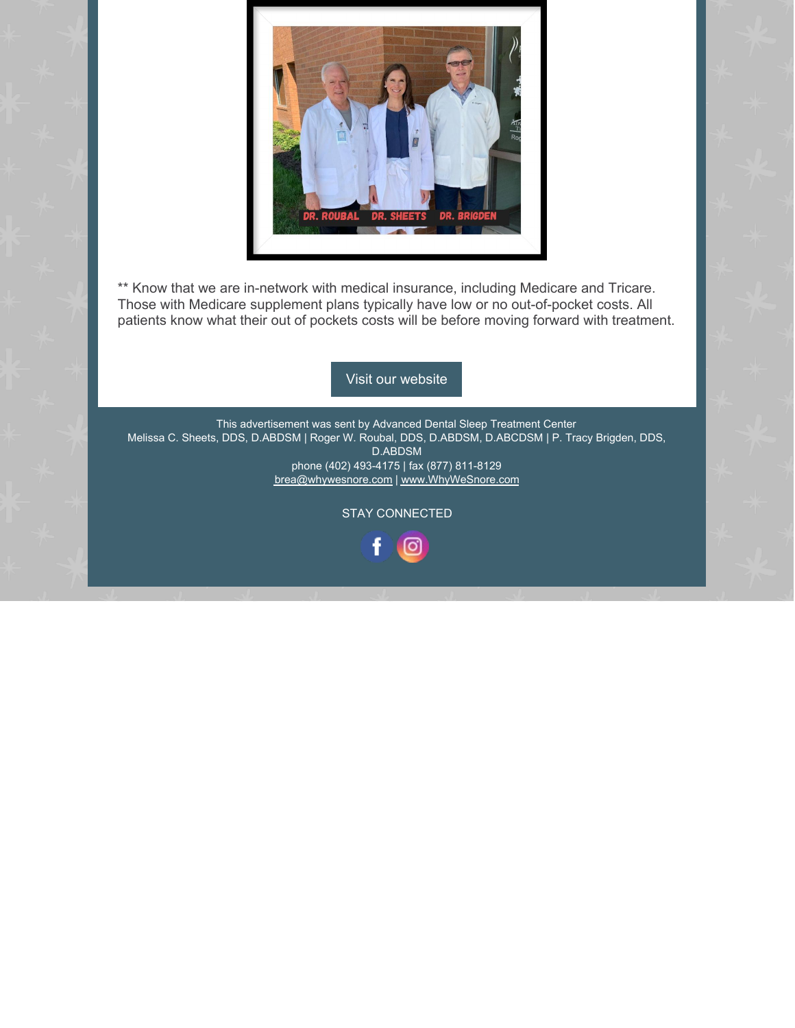** Know that we are in-network with medical insurance, including Medicare and Tricare. Those with Medicare supplement plans typically have low or no out-of-pocket costs. All patients know what their out of pockets costs will be before moving forward with treatment.

Visit our website

This advertisement was sent by Advanced Dental Sleep Treatment Center
Melissa C. Sheets, DDS, D.ABDSM | Roger W. Roubal, DDS, D.ABDSM, D.ABCDSM | P. Tracy Brigden, DDS, D.ABDSM
phone (402) 493-4175 | fax (877) 811-8129
brea@whywesnore.com | www.WhyWeSnore.com

STAY CONNECTED